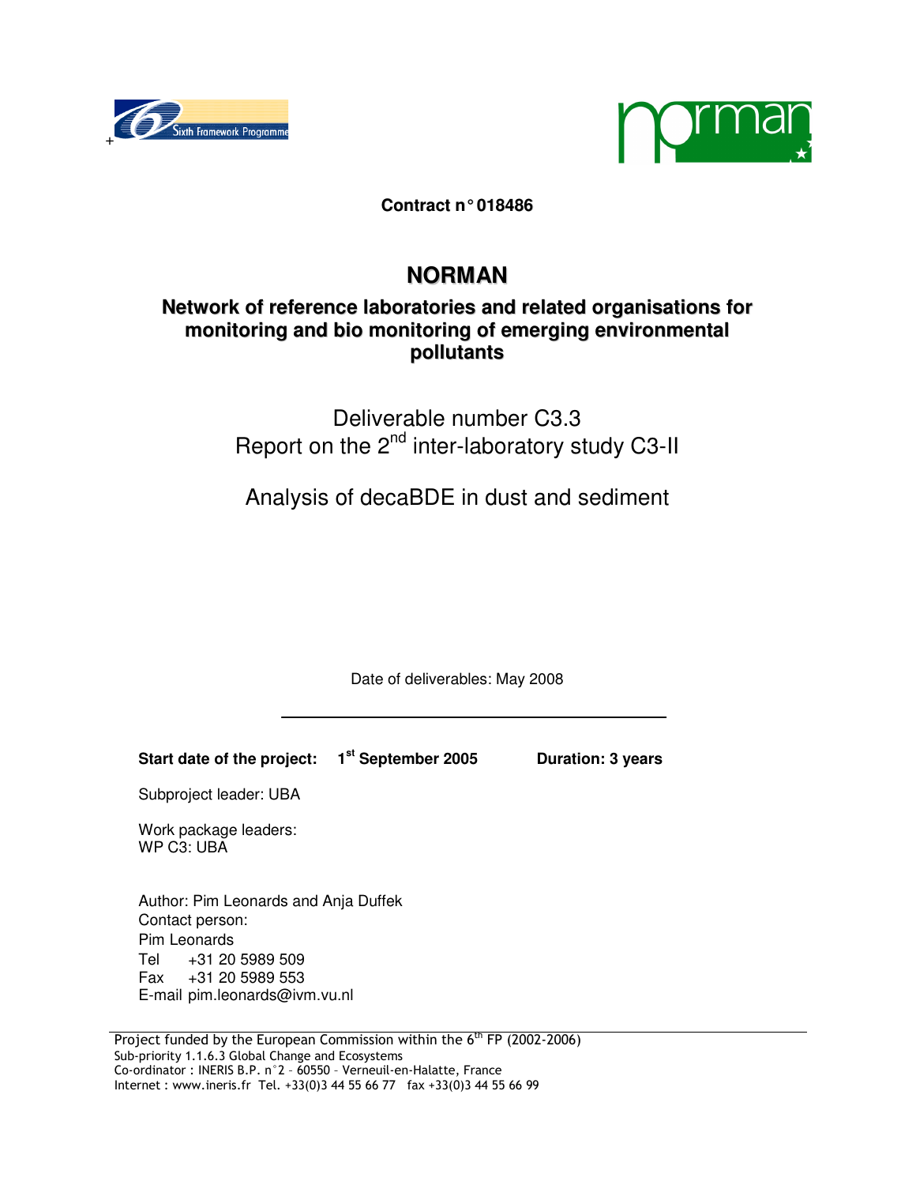**Contract n° 018486**

# NORMAN

## Network of reference laboratories and related organisations for monitoring and bio monitoring of emerging environmental pollutants

Deliverable number C3.3
Report on the 2nd inter-laboratory study C3-II

Analysis of decaBDE in dust and sediment

Date of deliverables: May 2008

---

**Start date of the project: 1st September 2005** **Duration: 3 years**

Subproject leader: UBA

Work package leaders:
WP C3: UBA

Author: Pim Leonards and Anja Duffek
Contact person:
Pim Leonards
Tel +31 20 5989 509
Fax +31 20 5989 553
E-mail pim.leonards@ivm.vu.nl

---

Project funded by the European Commission within the 6th FP (2002-2006)
Sub-priority 1.1.6.3 Global Change and Ecosystems
Co-ordinator : INERIS B.P. n°2 – 60550 – Verneuil-en-Halatte, France
Internet : www.ineris.fr Tel. +33(0)3 44 55 66 77 fax +33(0)3 44 55 66 99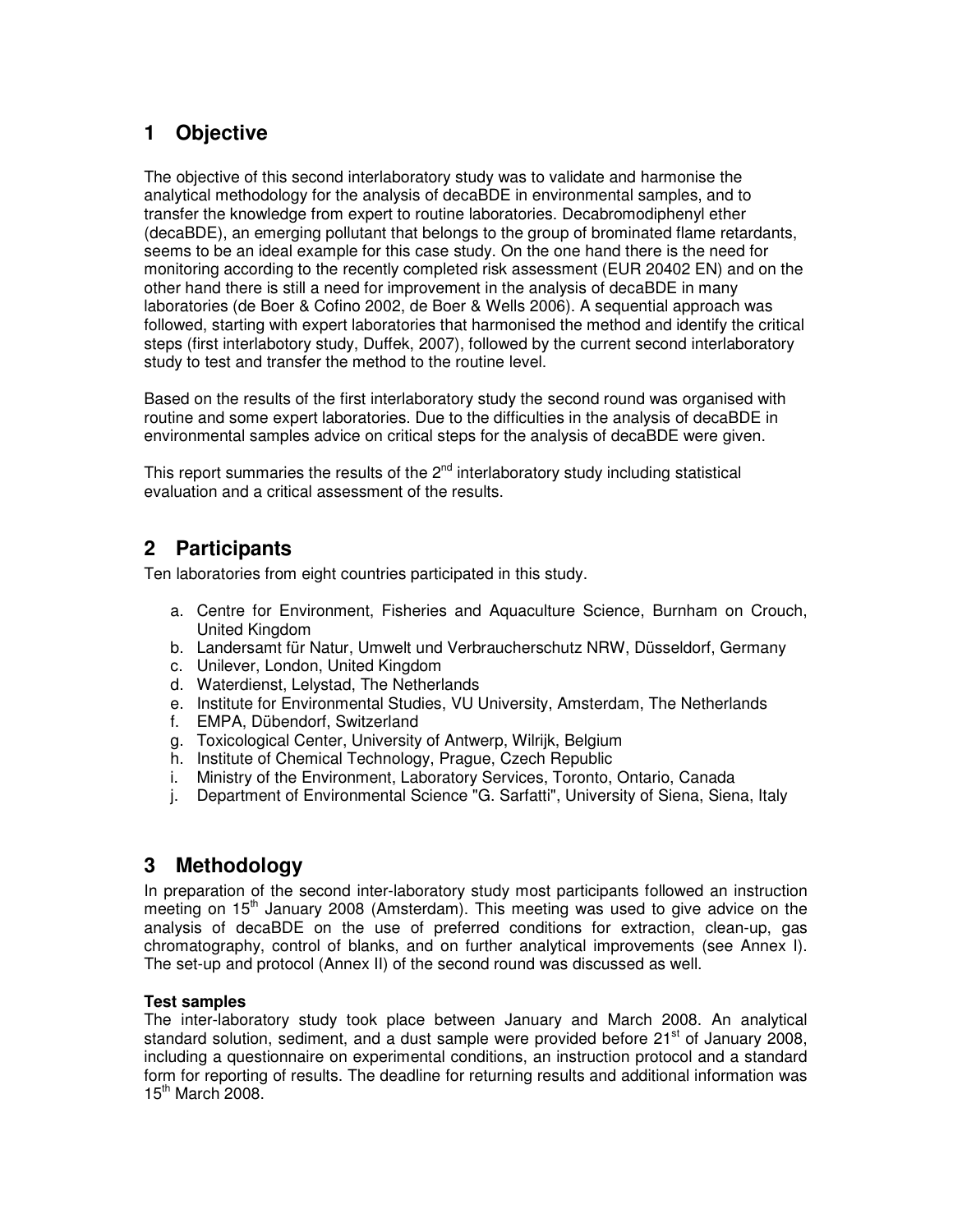# 1 Objective

The objective of this second interlaboratory study was to validate and harmonise the analytical methodology for the analysis of decaBDE in environmental samples, and to transfer the knowledge from expert to routine laboratories. Decabromodiphenyl ether (decaBDE), an emerging pollutant that belongs to the group of brominated flame retardants, seems to be an ideal example for this case study. On the one hand there is the need for monitoring according to the recently completed risk assessment (EUR 20402 EN) and on the other hand there is still a need for improvement in the analysis of decaBDE in many laboratories (de Boer & Cofino 2002, de Boer & Wells 2006). A sequential approach was followed, starting with expert laboratories that harmonised the method and identify the critical steps (first interlabotory study, Duffek, 2007), followed by the current second interlaboratory study to test and transfer the method to the routine level.

Based on the results of the first interlaboratory study the second round was organised with routine and some expert laboratories. Due to the difficulties in the analysis of decaBDE in environmental samples advice on critical steps for the analysis of decaBDE were given.

This report summaries the results of the 2nd interlaboratory study including statistical evaluation and a critical assessment of the results.

# 2 Participants

Ten laboratories from eight countries participated in this study.

a. Centre for Environment, Fisheries and Aquaculture Science, Burnham on Crouch, United Kingdom
b. Landersamt für Natur, Umwelt und Verbraucherschutz NRW, Düsseldorf, Germany
c. Unilever, London, United Kingdom
d. Waterdienst, Lelystad, The Netherlands
e. Institute for Environmental Studies, VU University, Amsterdam, The Netherlands
f. EMPA, Dübendorf, Switzerland
g. Toxicological Center, University of Antwerp, Wilrijk, Belgium
h. Institute of Chemical Technology, Prague, Czech Republic
i. Ministry of the Environment, Laboratory Services, Toronto, Ontario, Canada
j. Department of Environmental Science "G. Sarfatti", University of Siena, Siena, Italy

# 3 Methodology

In preparation of the second inter-laboratory study most participants followed an instruction meeting on 15th January 2008 (Amsterdam). This meeting was used to give advice on the analysis of decaBDE on the use of preferred conditions for extraction, clean-up, gas chromatography, control of blanks, and on further analytical improvements (see Annex I). The set-up and protocol (Annex II) of the second round was discussed as well.

**Test samples**

The inter-laboratory study took place between January and March 2008. An analytical standard solution, sediment, and a dust sample were provided before 21st of January 2008, including a questionnaire on experimental conditions, an instruction protocol and a standard form for reporting of results. The deadline for returning results and additional information was 15th March 2008.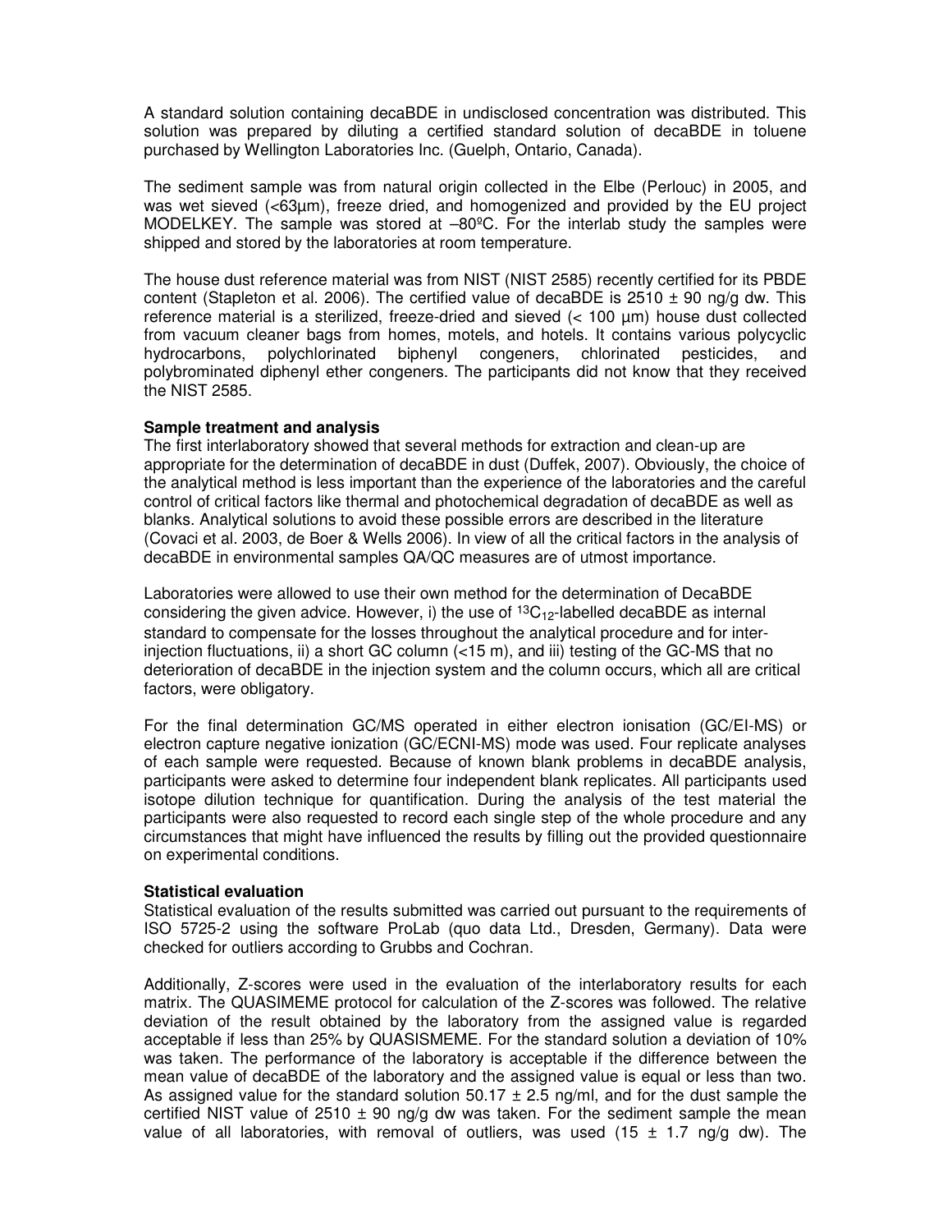A standard solution containing decaBDE in undisclosed concentration was distributed. This solution was prepared by diluting a certified standard solution of decaBDE in toluene purchased by Wellington Laboratories Inc. (Guelph, Ontario, Canada).

The sediment sample was from natural origin collected in the Elbe (Perlouc) in 2005, and was wet sieved (<63µm), freeze dried, and homogenized and provided by the EU project MODELKEY. The sample was stored at –80ºC. For the interlab study the samples were shipped and stored by the laboratories at room temperature.

The house dust reference material was from NIST (NIST 2585) recently certified for its PBDE content (Stapleton et al. 2006). The certified value of decaBDE is 2510 ± 90 ng/g dw. This reference material is a sterilized, freeze-dried and sieved (< 100 µm) house dust collected from vacuum cleaner bags from homes, motels, and hotels. It contains various polycyclic hydrocarbons, polychlorinated biphenyl congeners, chlorinated pesticides, and polybrominated diphenyl ether congeners. The participants did not know that they received the NIST 2585.

**Sample treatment and analysis**

The first interlaboratory showed that several methods for extraction and clean-up are appropriate for the determination of decaBDE in dust (Duffek, 2007). Obviously, the choice of the analytical method is less important than the experience of the laboratories and the careful control of critical factors like thermal and photochemical degradation of decaBDE as well as blanks. Analytical solutions to avoid these possible errors are described in the literature (Covaci et al. 2003, de Boer & Wells 2006). In view of all the critical factors in the analysis of decaBDE in environmental samples QA/QC measures are of utmost importance.

Laboratories were allowed to use their own method for the determination of DecaBDE considering the given advice. However, i) the use of $^{13}C_{12}$-labelled decaBDE as internal standard to compensate for the losses throughout the analytical procedure and for inter-injection fluctuations, ii) a short GC column (<15 m), and iii) testing of the GC-MS that no deterioration of decaBDE in the injection system and the column occurs, which all are critical factors, were obligatory.

For the final determination GC/MS operated in either electron ionisation (GC/EI-MS) or electron capture negative ionization (GC/ECNI-MS) mode was used. Four replicate analyses of each sample were requested. Because of known blank problems in decaBDE analysis, participants were asked to determine four independent blank replicates. All participants used isotope dilution technique for quantification. During the analysis of the test material the participants were also requested to record each single step of the whole procedure and any circumstances that might have influenced the results by filling out the provided questionnaire on experimental conditions.

**Statistical evaluation**

Statistical evaluation of the results submitted was carried out pursuant to the requirements of ISO 5725-2 using the software ProLab (quo data Ltd., Dresden, Germany). Data were checked for outliers according to Grubbs and Cochran.

Additionally, Z-scores were used in the evaluation of the interlaboratory results for each matrix. The QUASIMEME protocol for calculation of the Z-scores was followed. The relative deviation of the result obtained by the laboratory from the assigned value is regarded acceptable if less than 25% by QUASISMEME. For the standard solution a deviation of 10% was taken. The performance of the laboratory is acceptable if the difference between the mean value of decaBDE of the laboratory and the assigned value is equal or less than two. As assigned value for the standard solution 50.17 ± 2.5 ng/ml, and for the dust sample the certified NIST value of 2510 ± 90 ng/g dw was taken. For the sediment sample the mean value of all laboratories, with removal of outliers, was used (15 ± 1.7 ng/g dw). The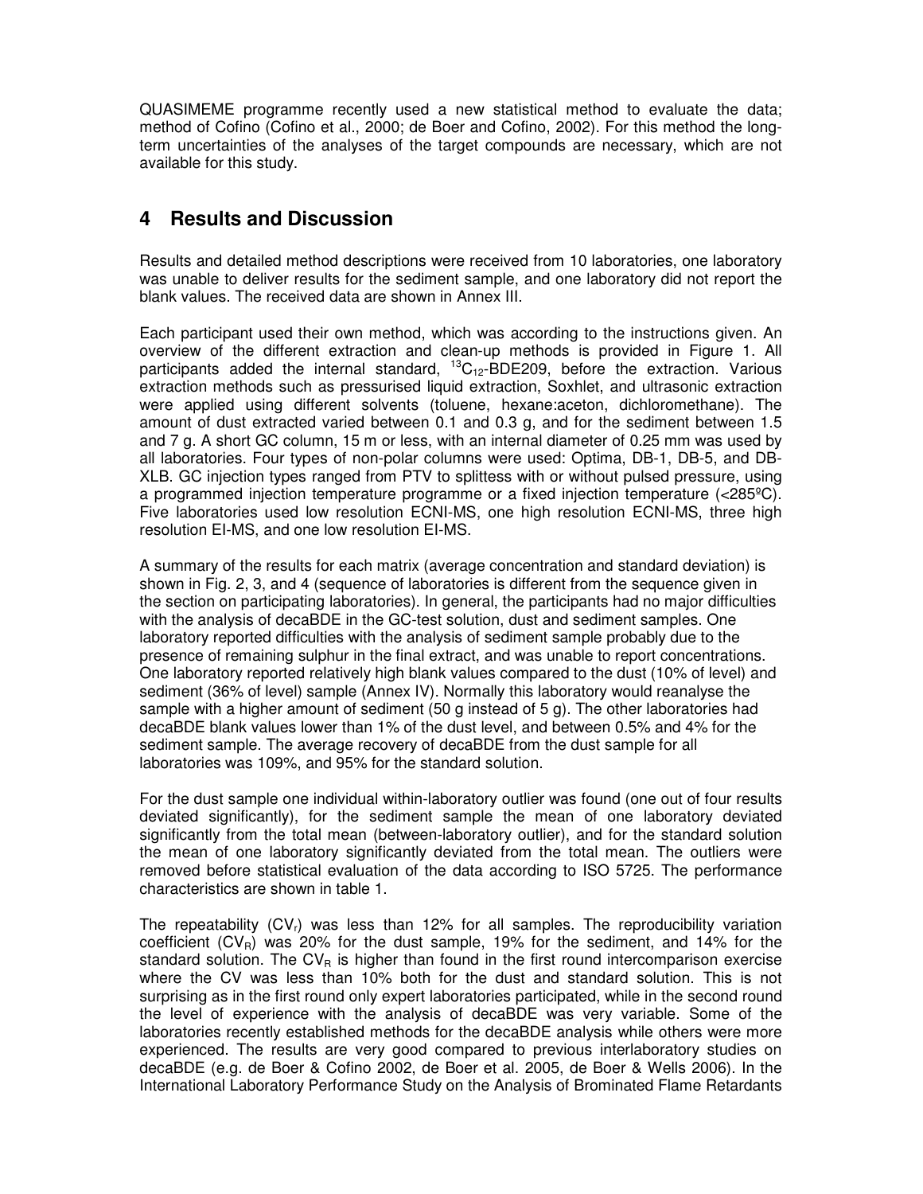QUASIMEME programme recently used a new statistical method to evaluate the data; method of Cofino (Cofino et al., 2000; de Boer and Cofino, 2002). For this method the long-term uncertainties of the analyses of the target compounds are necessary, which are not available for this study.

# 4 Results and Discussion

Results and detailed method descriptions were received from 10 laboratories, one laboratory was unable to deliver results for the sediment sample, and one laboratory did not report the blank values. The received data are shown in Annex III.

Each participant used their own method, which was according to the instructions given. An overview of the different extraction and clean-up methods is provided in Figure 1. All participants added the internal standard, $^{13}C_{12}$-BDE209, before the extraction. Various extraction methods such as pressurised liquid extraction, Soxhlet, and ultrasonic extraction were applied using different solvents (toluene, hexane:aceton, dichloromethane). The amount of dust extracted varied between 0.1 and 0.3 g, and for the sediment between 1.5 and 7 g. A short GC column, 15 m or less, with an internal diameter of 0.25 mm was used by all laboratories. Four types of non-polar columns were used: Optima, DB-1, DB-5, and DB-XLB. GC injection types ranged from PTV to splittess with or without pulsed pressure, using a programmed injection temperature programme or a fixed injection temperature (<285ºC). Five laboratories used low resolution ECNI-MS, one high resolution ECNI-MS, three high resolution EI-MS, and one low resolution EI-MS.

A summary of the results for each matrix (average concentration and standard deviation) is shown in Fig. 2, 3, and 4 (sequence of laboratories is different from the sequence given in the section on participating laboratories). In general, the participants had no major difficulties with the analysis of decaBDE in the GC-test solution, dust and sediment samples. One laboratory reported difficulties with the analysis of sediment sample probably due to the presence of remaining sulphur in the final extract, and was unable to report concentrations. One laboratory reported relatively high blank values compared to the dust (10% of level) and sediment (36% of level) sample (Annex IV). Normally this laboratory would reanalyse the sample with a higher amount of sediment (50 g instead of 5 g). The other laboratories had decaBDE blank values lower than 1% of the dust level, and between 0.5% and 4% for the sediment sample. The average recovery of decaBDE from the dust sample for all laboratories was 109%, and 95% for the standard solution.

For the dust sample one individual within-laboratory outlier was found (one out of four results deviated significantly), for the sediment sample the mean of one laboratory deviated significantly from the total mean (between-laboratory outlier), and for the standard solution the mean of one laboratory significantly deviated from the total mean. The outliers were removed before statistical evaluation of the data according to ISO 5725. The performance characteristics are shown in table 1.

The repeatability ($CV_r$) was less than 12% for all samples. The reproducibility variation coefficient ($CV_R$) was 20% for the dust sample, 19% for the sediment, and 14% for the standard solution. The $CV_R$ is higher than found in the first round intercomparison exercise where the CV was less than 10% both for the dust and standard solution. This is not surprising as in the first round only expert laboratories participated, while in the second round the level of experience with the analysis of decaBDE was very variable. Some of the laboratories recently established methods for the decaBDE analysis while others were more experienced. The results are very good compared to previous interlaboratory studies on decaBDE (e.g. de Boer & Cofino 2002, de Boer et al. 2005, de Boer & Wells 2006). In the International Laboratory Performance Study on the Analysis of Brominated Flame Retardants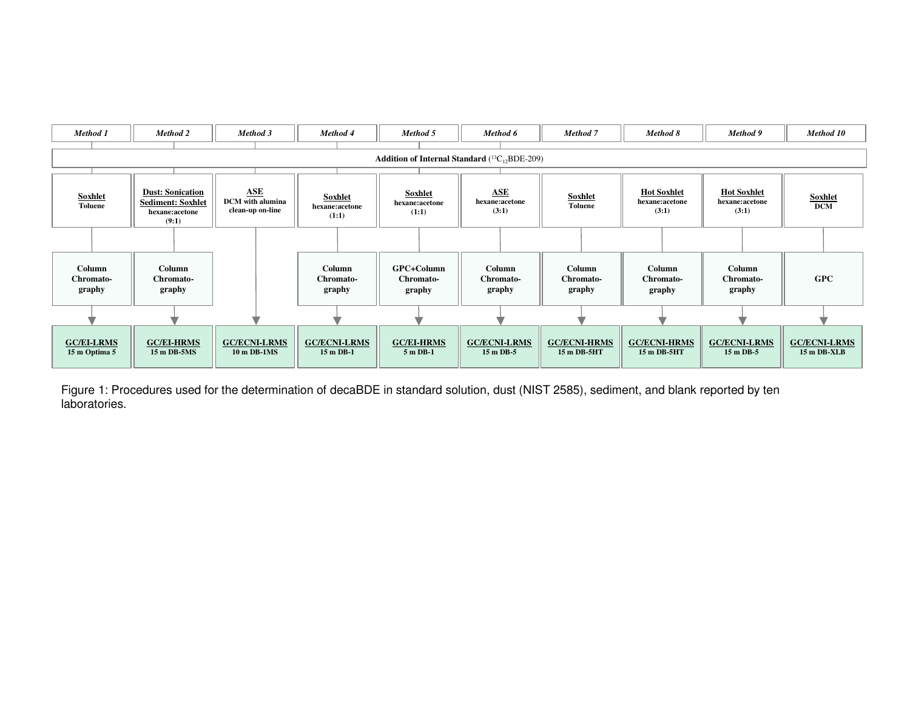| | Method 1 | Method 2 | Method 3 | Method 4 | Method 5 | Method 6 | Method 7 | Method 8 | Method 9 | Method 10 |
|---|---|---|---|---|---|---|---|---|---|---|
| | **Addition of Internal Standard** ($^{13}C_{12}$BDE-209) | | | | | | | | | |
| Extraction | **Soxhlet** Toluene | **Dust: Sonication Sediment: Soxhlet** hexane:acetone (9:1) | **ASE** DCM with alumina clean-up on-line | **Soxhlet** hexane:acetone (1:1) | **Soxhlet** hexane:acetone (1:1) | **ASE** hexane:acetone (3:1) | **Soxhlet** Toluene | **Hot Soxhlet** hexane:acetone (3:1) | **Hot Soxhlet** hexane:acetone (3:1) | **Soxhlet** DCM |
| Clean-up | Column Chromatography | Column Chromatography | | Column Chromatography | GPC+Column Chromatography | Column Chromatography | Column Chromatography | Column Chromatography | Column Chromatography | GPC |
| Analysis | **GC/EI-LRMS** 15 m Optima 5 | **GC/EI-HRMS** 15 m DB-5MS | **GC/ECNI-LRMS** 10 m DB-1MS | **GC/ECNI-LRMS** 15 m DB-1 | **GC/EI-HRMS** 5 m DB-1 | **GC/ECNI-LRMS** 15 m DB-5 | **GC/ECNI-HRMS** 15 m DB-5HT | **GC/ECNI-HRMS** 15 m DB-5HT | **GC/ECNI-LRMS** 15 m DB-5 | **GC/ECNI-LRMS** 15 m DB-XLB |

Figure 1: Procedures used for the determination of decaBDE in standard solution, dust (NIST 2585), sediment, and blank reported by ten laboratories.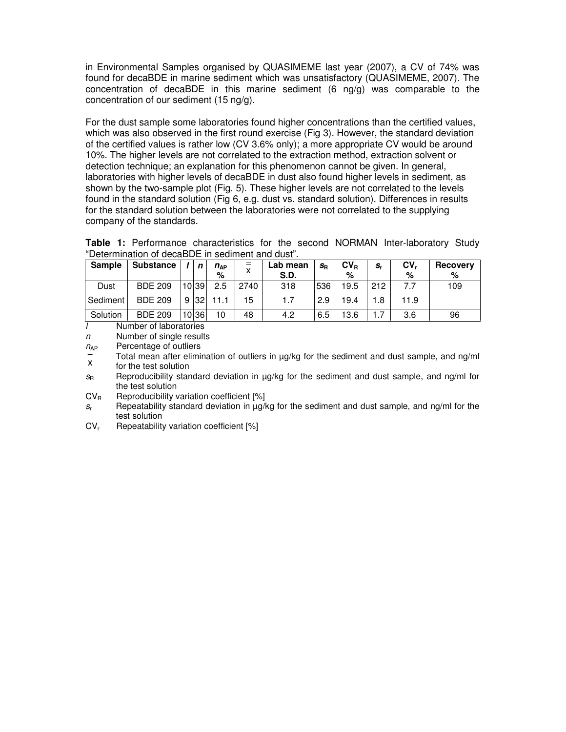in Environmental Samples organised by QUASIMEME last year (2007), a CV of 74% was found for decaBDE in marine sediment which was unsatisfactory (QUASIMEME, 2007). The concentration of decaBDE in this marine sediment (6 ng/g) was comparable to the concentration of our sediment (15 ng/g).

For the dust sample some laboratories found higher concentrations than the certified values, which was also observed in the first round exercise (Fig 3). However, the standard deviation of the certified values is rather low (CV 3.6% only); a more appropriate CV would be around 10%. The higher levels are not correlated to the extraction method, extraction solvent or detection technique; an explanation for this phenomenon cannot be given. In general, laboratories with higher levels of decaBDE in dust also found higher levels in sediment, as shown by the two-sample plot (Fig. 5). These higher levels are not correlated to the levels found in the standard solution (Fig 6, e.g. dust vs. standard solution). Differences in results for the standard solution between the laboratories were not correlated to the supplying company of the standards.

**Table 1:** Performance characteristics for the second NORMAN Inter-laboratory Study "Determination of decaBDE in sediment and dust".

| Sample | Substance | $l$ | $n$ | $n_{AP}$ % | $\bar{\bar{x}}$ | Lab mean S.D. | $s_R$ | $CV_R$ % | $s_r$ | $CV_r$ % | Recovery % |
|---|---|---|---|---|---|---|---|---|---|---|---|
| Dust | BDE 209 | 10 | 39 | 2.5 | 2740 | 318 | 536 | 19.5 | 212 | 7.7 | 109 |
| Sediment | BDE 209 | 9 | 32 | 11.1 | 15 | 1.7 | 2.9 | 19.4 | 1.8 | 11.9 | |
| Solution | BDE 209 | 10 | 36 | 10 | 48 | 4.2 | 6.5 | 13.6 | 1.7 | 3.6 | 96 |

$l$ Number of laboratories

$n$ Number of single results

$n_{AP}$ Percentage of outliers

$\bar{\bar{x}}$ Total mean after elimination of outliers in µg/kg for the sediment and dust sample, and ng/ml for the test solution

$s_R$ Reproducibility standard deviation in µg/kg for the sediment and dust sample, and ng/ml for the test solution

$CV_R$ Reproducibility variation coefficient [%]

$s_r$ Repeatability standard deviation in µg/kg for the sediment and dust sample, and ng/ml for the test solution

$CV_r$ Repeatability variation coefficient [%]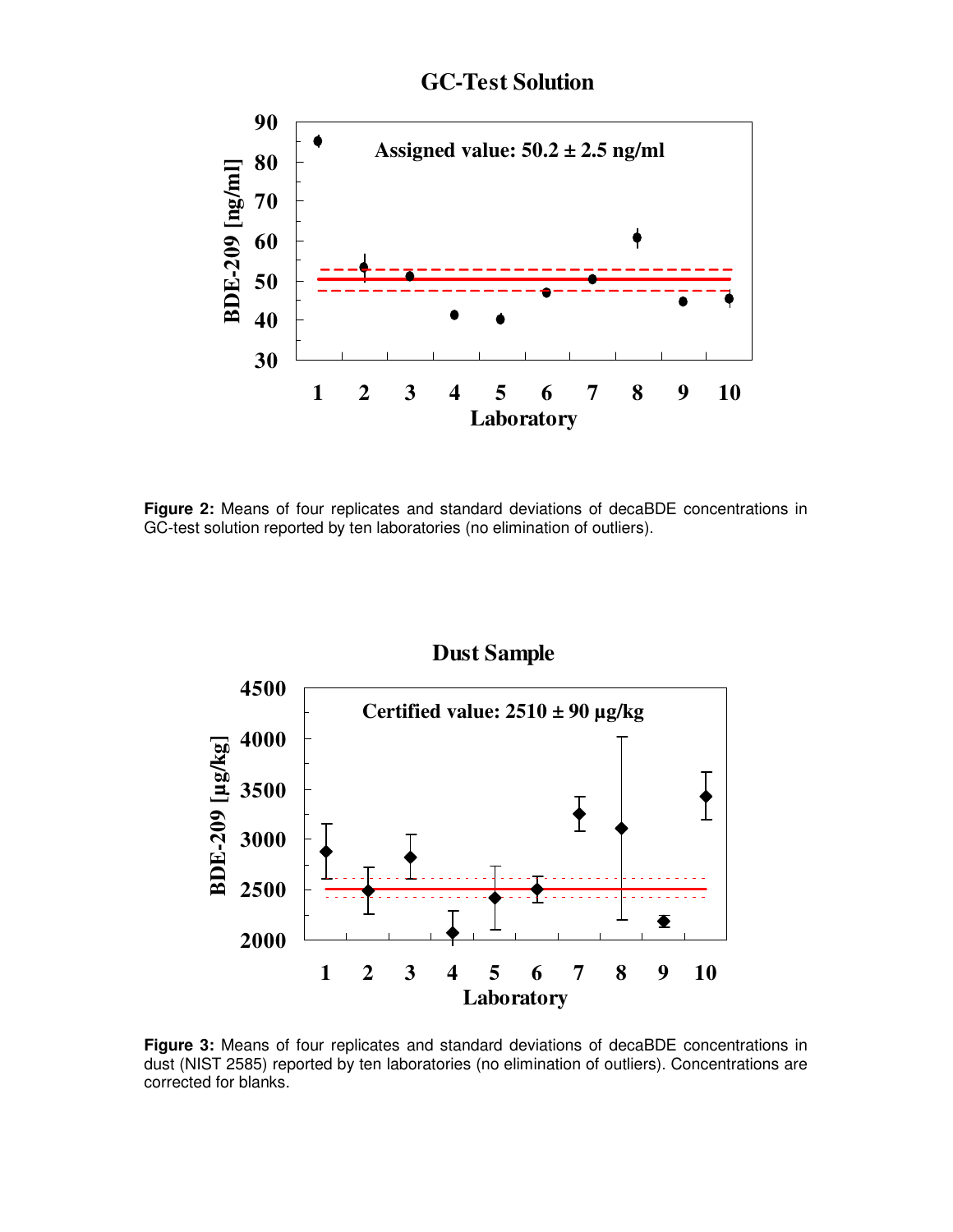**Figure 2:** Means of four replicates and standard deviations of decaBDE concentrations in GC-test solution reported by ten laboratories (no elimination of outliers).

**Figure 3:** Means of four replicates and standard deviations of decaBDE concentrations in dust (NIST 2585) reported by ten laboratories (no elimination of outliers). Concentrations are corrected for blanks.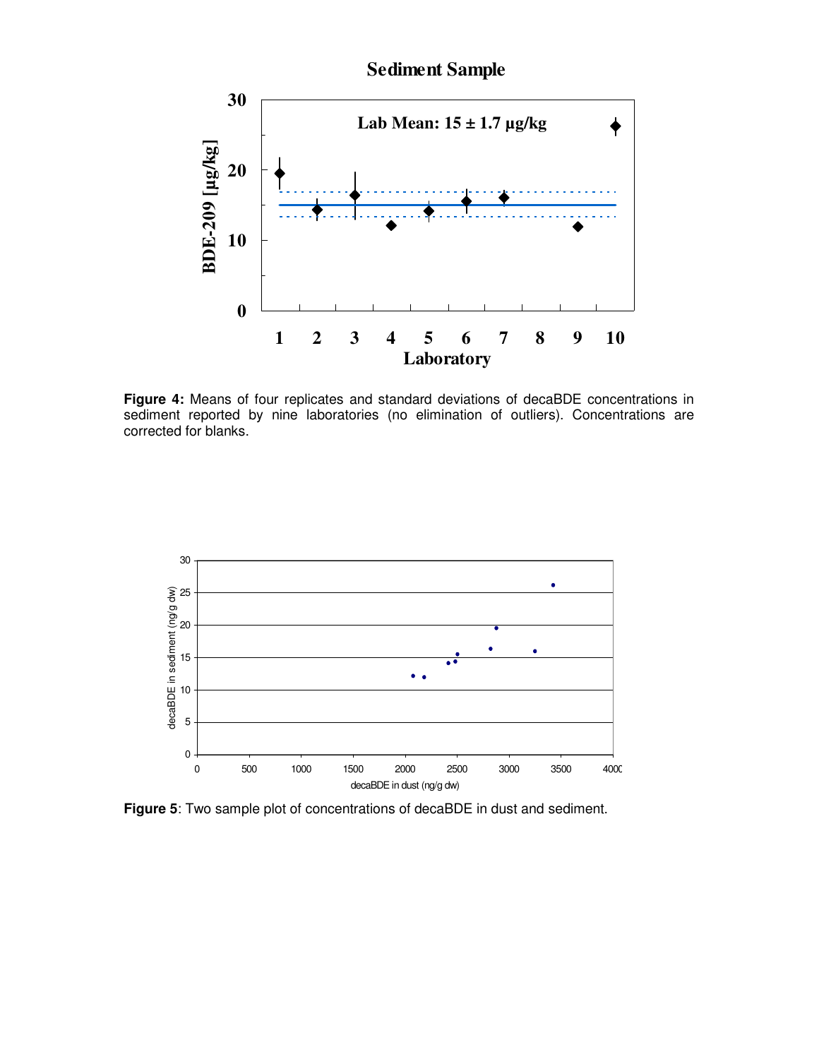**Figure 4:** Means of four replicates and standard deviations of decaBDE concentrations in sediment reported by nine laboratories (no elimination of outliers). Concentrations are corrected for blanks.

**Figure 5**: Two sample plot of concentrations of decaBDE in dust and sediment.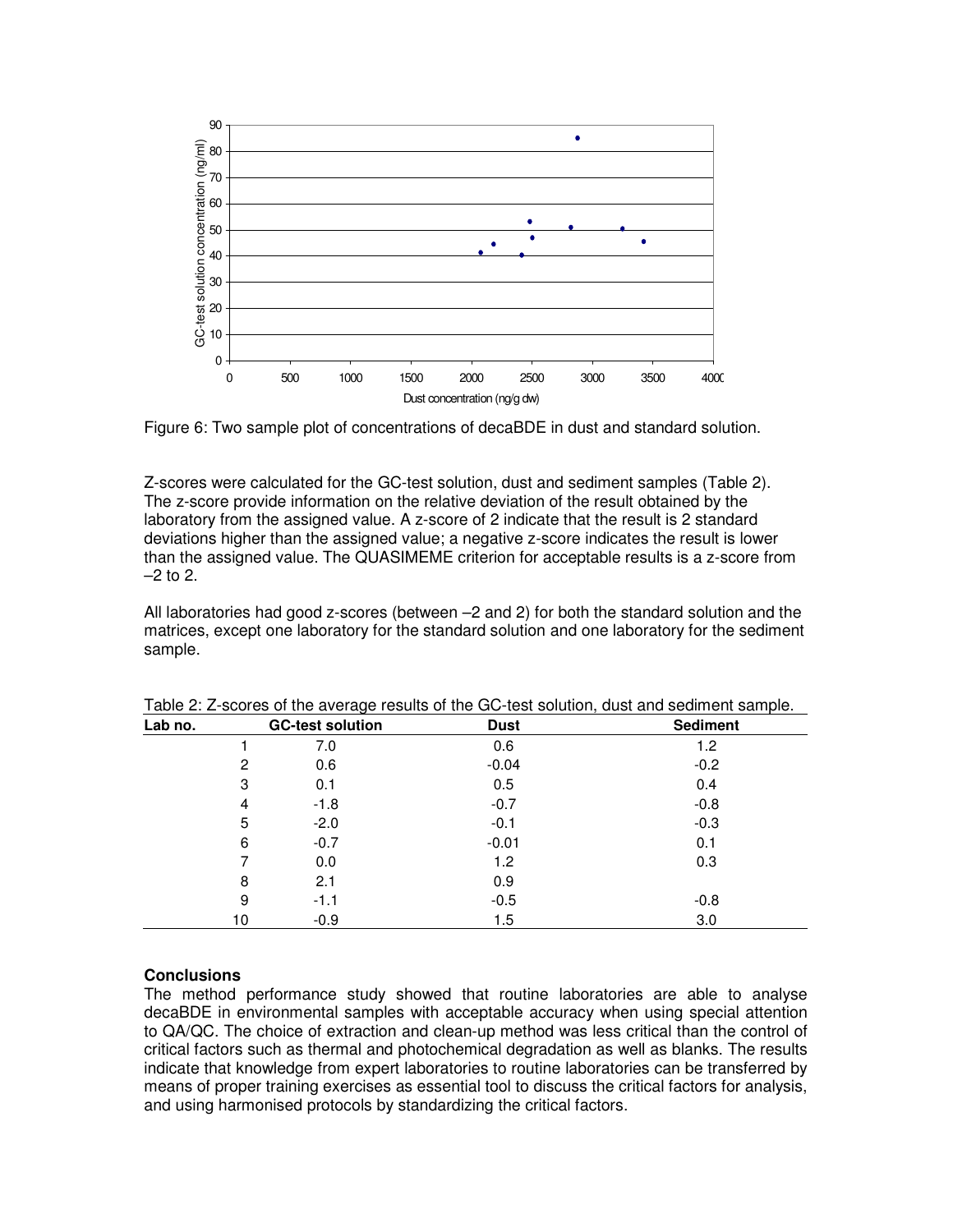Figure 6: Two sample plot of concentrations of decaBDE in dust and standard solution.

Z-scores were calculated for the GC-test solution, dust and sediment samples (Table 2). The z-score provide information on the relative deviation of the result obtained by the laboratory from the assigned value. A z-score of 2 indicate that the result is 2 standard deviations higher than the assigned value; a negative z-score indicates the result is lower than the assigned value. The QUASIMEME criterion for acceptable results is a z-score from –2 to 2.

All laboratories had good z-scores (between –2 and 2) for both the standard solution and the matrices, except one laboratory for the standard solution and one laboratory for the sediment sample.

Table 2: Z-scores of the average results of the GC-test solution, dust and sediment sample.

| Lab no. | GC-test solution | Dust | Sediment |
|---|---|---|---|
| 1 | 7.0 | 0.6 | 1.2 |
| 2 | 0.6 | -0.04 | -0.2 |
| 3 | 0.1 | 0.5 | 0.4 |
| 4 | -1.8 | -0.7 | -0.8 |
| 5 | -2.0 | -0.1 | -0.3 |
| 6 | -0.7 | -0.01 | 0.1 |
| 7 | 0.0 | 1.2 | 0.3 |
| 8 | 2.1 | 0.9 | |
| 9 | -1.1 | -0.5 | -0.8 |
| 10 | -0.9 | 1.5 | 3.0 |

**Conclusions**

The method performance study showed that routine laboratories are able to analyse decaBDE in environmental samples with acceptable accuracy when using special attention to QA/QC. The choice of extraction and clean-up method was less critical than the control of critical factors such as thermal and photochemical degradation as well as blanks. The results indicate that knowledge from expert laboratories to routine laboratories can be transferred by means of proper training exercises as essential tool to discuss the critical factors for analysis, and using harmonised protocols by standardizing the critical factors.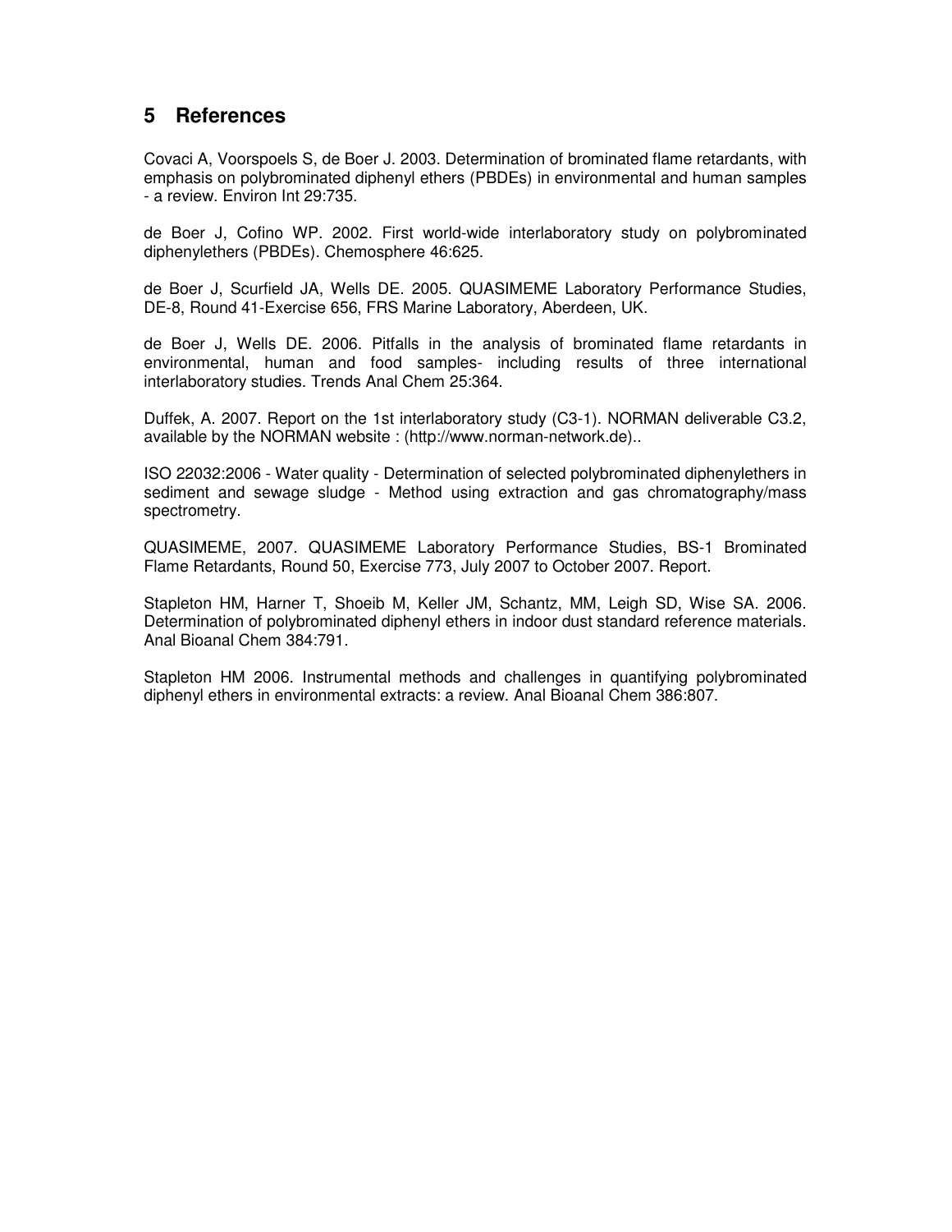## 5 References

Covaci A, Voorspoels S, de Boer J. 2003. Determination of brominated flame retardants, with emphasis on polybrominated diphenyl ethers (PBDEs) in environmental and human samples - a review. Environ Int 29:735.

de Boer J, Cofino WP. 2002. First world-wide interlaboratory study on polybrominated diphenylethers (PBDEs). Chemosphere 46:625.

de Boer J, Scurfield JA, Wells DE. 2005. QUASIMEME Laboratory Performance Studies, DE-8, Round 41-Exercise 656, FRS Marine Laboratory, Aberdeen, UK.

de Boer J, Wells DE. 2006. Pitfalls in the analysis of brominated flame retardants in environmental, human and food samples- including results of three international interlaboratory studies. Trends Anal Chem 25:364.

Duffek, A. 2007. Report on the 1st interlaboratory study (C3-1). NORMAN deliverable C3.2, available by the NORMAN website : (http://www.norman-network.de)..

ISO 22032:2006 - Water quality - Determination of selected polybrominated diphenylethers in sediment and sewage sludge - Method using extraction and gas chromatography/mass spectrometry.

QUASIMEME, 2007. QUASIMEME Laboratory Performance Studies, BS-1 Brominated Flame Retardants, Round 50, Exercise 773, July 2007 to October 2007. Report.

Stapleton HM, Harner T, Shoeib M, Keller JM, Schantz, MM, Leigh SD, Wise SA. 2006. Determination of polybrominated diphenyl ethers in indoor dust standard reference materials. Anal Bioanal Chem 384:791.

Stapleton HM 2006. Instrumental methods and challenges in quantifying polybrominated diphenyl ethers in environmental extracts: a review. Anal Bioanal Chem 386:807.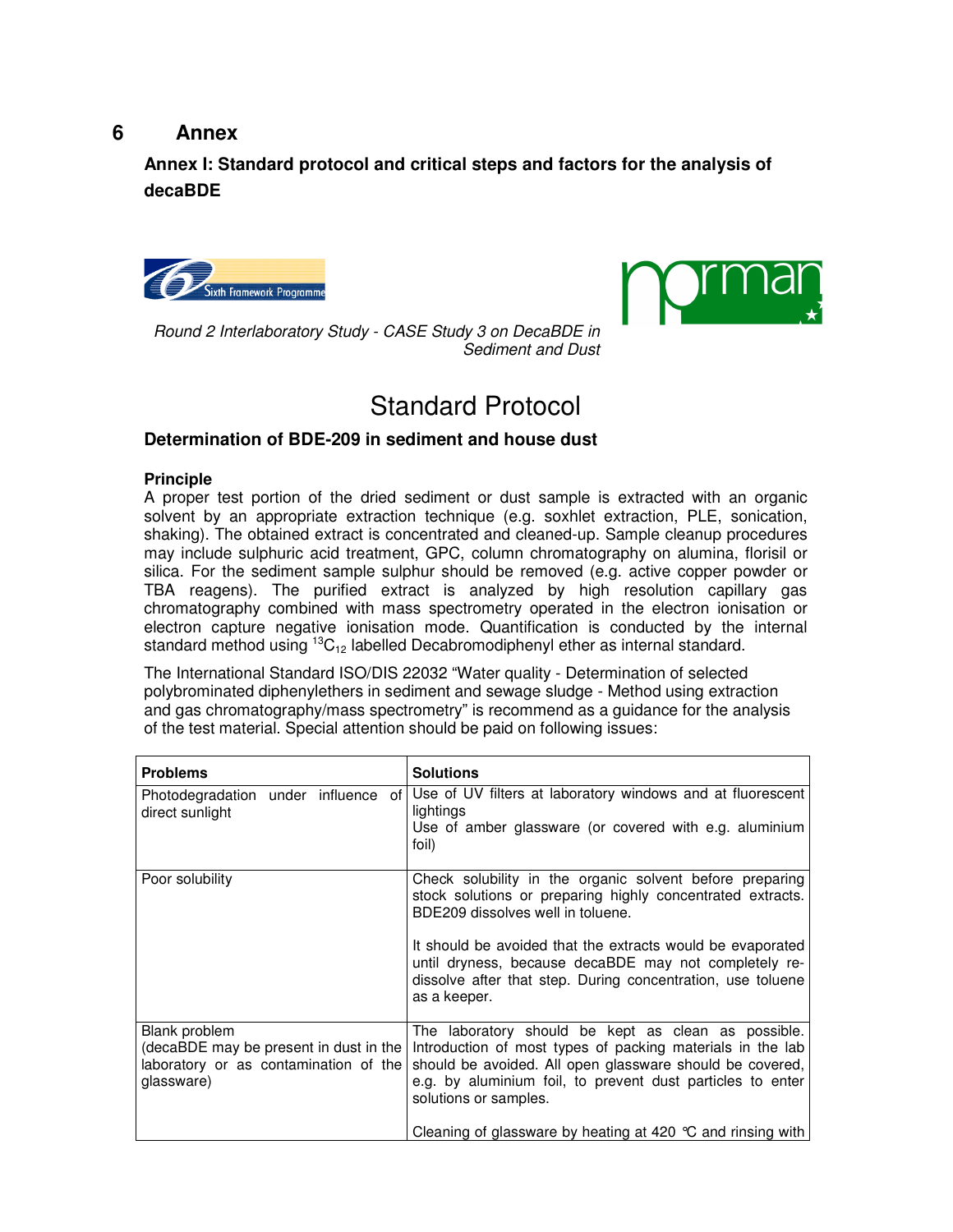# 6 Annex

## Annex I: Standard protocol and critical steps and factors for the analysis of decaBDE

*Round 2 Interlaboratory Study - CASE Study 3 on DecaBDE in Sediment and Dust*

# Standard Protocol

### Determination of BDE-209 in sediment and house dust

**Principle**

A proper test portion of the dried sediment or dust sample is extracted with an organic solvent by an appropriate extraction technique (e.g. soxhlet extraction, PLE, sonication, shaking). The obtained extract is concentrated and cleaned-up. Sample cleanup procedures may include sulphuric acid treatment, GPC, column chromatography on alumina, florisil or silica. For the sediment sample sulphur should be removed (e.g. active copper powder or TBA reagens). The purified extract is analyzed by high resolution capillary gas chromatography combined with mass spectrometry operated in the electron ionisation or electron capture negative ionisation mode. Quantification is conducted by the internal standard method using $^{13}C_{12}$ labelled Decabromodiphenyl ether as internal standard.

The International Standard ISO/DIS 22032 "Water quality - Determination of selected polybrominated diphenylethers in sediment and sewage sludge - Method using extraction and gas chromatography/mass spectrometry" is recommend as a guidance for the analysis of the test material. Special attention should be paid on following issues:

| Problems | Solutions |
|---|---|
| Photodegradation under influence of direct sunlight | Use of UV filters at laboratory windows and at fluorescent lightings<br>Use of amber glassware (or covered with e.g. aluminium foil) |
| Poor solubility | Check solubility in the organic solvent before preparing stock solutions or preparing highly concentrated extracts. BDE209 dissolves well in toluene.<br><br>It should be avoided that the extracts would be evaporated until dryness, because decaBDE may not completely re-dissolve after that step. During concentration, use toluene as a keeper. |
| Blank problem<br>(decaBDE may be present in dust in the laboratory or as contamination of the glassware) | The laboratory should be kept as clean as possible. Introduction of most types of packing materials in the lab should be avoided. All open glassware should be covered, e.g. by aluminium foil, to prevent dust particles to enter solutions or samples.<br><br>Cleaning of glassware by heating at 420 °C and rinsing with |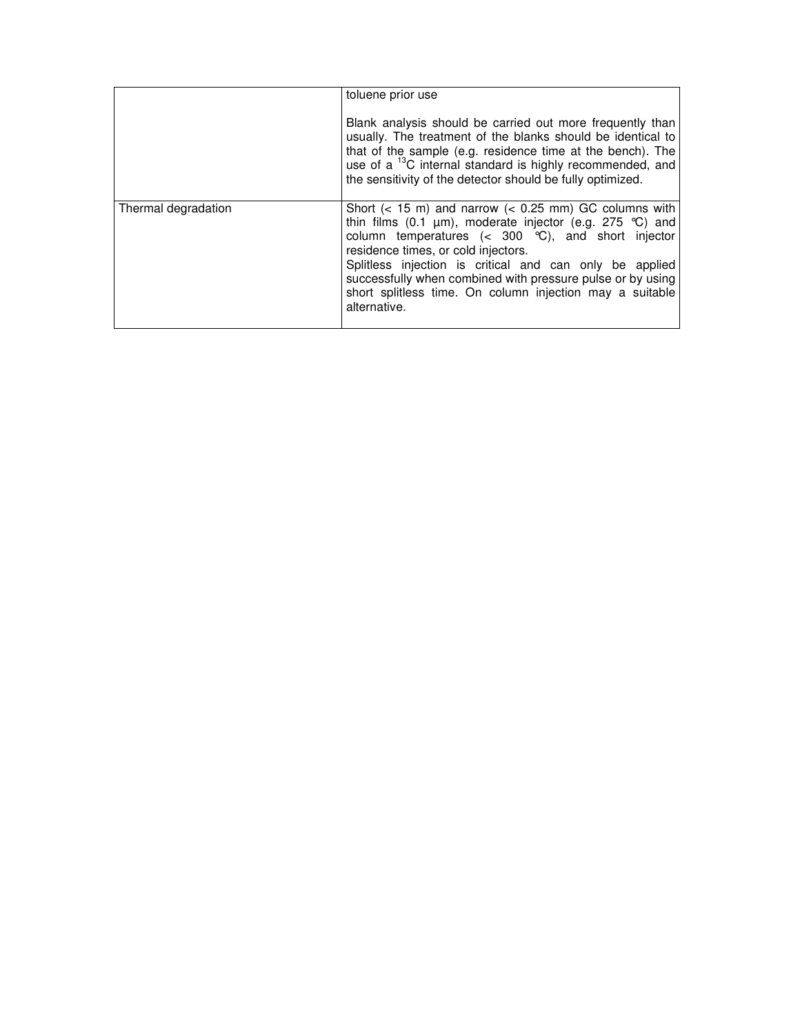| | |
|---|---|
| | toluene prior use<br><br>Blank analysis should be carried out more frequently than usually. The treatment of the blanks should be identical to that of the sample (e.g. residence time at the bench). The use of a $^{13}C$ internal standard is highly recommended, and the sensitivity of the detector should be fully optimized. |
| Thermal degradation | Short (< 15 m) and narrow (< 0.25 mm) GC columns with thin films (0.1 µm), moderate injector (e.g. 275 °C) and column temperatures (< 300 °C), and short injector residence times, or cold injectors.<br>Splitless injection is critical and can only be applied successfully when combined with pressure pulse or by using short splitless time. On column injection may a suitable alternative. |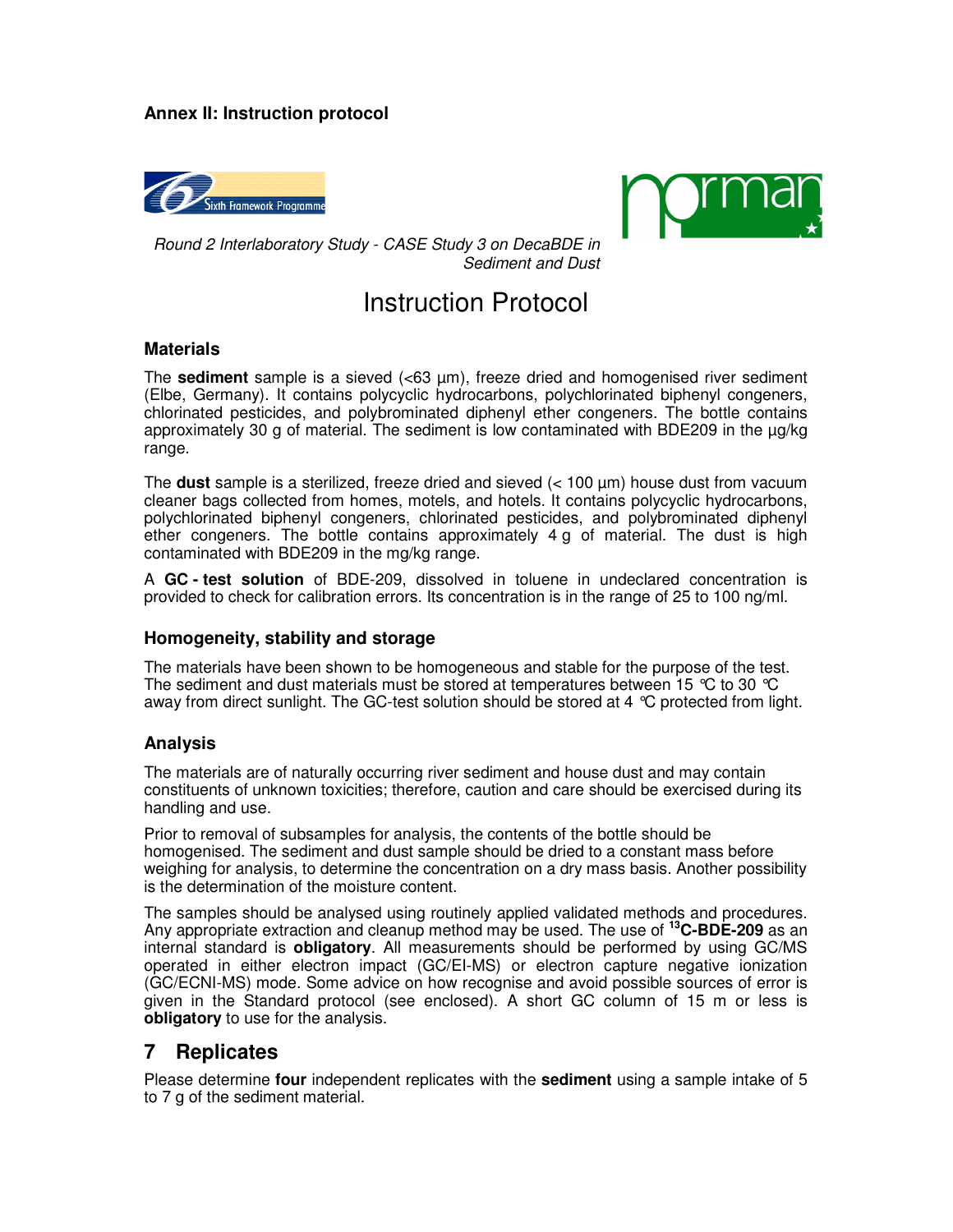**Annex II: Instruction protocol**

*Round 2 Interlaboratory Study - CASE Study 3 on DecaBDE in Sediment and Dust*

# Instruction Protocol

### Materials

The **sediment** sample is a sieved (<63 µm), freeze dried and homogenised river sediment (Elbe, Germany). It contains polycyclic hydrocarbons, polychlorinated biphenyl congeners, chlorinated pesticides, and polybrominated diphenyl ether congeners. The bottle contains approximately 30 g of material. The sediment is low contaminated with BDE209 in the µg/kg range.

The **dust** sample is a sterilized, freeze dried and sieved (< 100 µm) house dust from vacuum cleaner bags collected from homes, motels, and hotels. It contains polycyclic hydrocarbons, polychlorinated biphenyl congeners, chlorinated pesticides, and polybrominated diphenyl ether congeners. The bottle contains approximately 4 g of material. The dust is high contaminated with BDE209 in the mg/kg range.

A **GC - test solution** of BDE-209, dissolved in toluene in undeclared concentration is provided to check for calibration errors. Its concentration is in the range of 25 to 100 ng/ml.

### Homogeneity, stability and storage

The materials have been shown to be homogeneous and stable for the purpose of the test. The sediment and dust materials must be stored at temperatures between 15 °C to 30 °C away from direct sunlight. The GC-test solution should be stored at 4 °C protected from light.

### Analysis

The materials are of naturally occurring river sediment and house dust and may contain constituents of unknown toxicities; therefore, caution and care should be exercised during its handling and use.

Prior to removal of subsamples for analysis, the contents of the bottle should be homogenised. The sediment and dust sample should be dried to a constant mass before weighing for analysis, to determine the concentration on a dry mass basis. Another possibility is the determination of the moisture content.

The samples should be analysed using routinely applied validated methods and procedures. Any appropriate extraction and cleanup method may be used. The use of **$^{13}$C-BDE-209** as an internal standard is **obligatory**. All measurements should be performed by using GC/MS operated in either electron impact (GC/EI-MS) or electron capture negative ionization (GC/ECNI-MS) mode. Some advice on how recognise and avoid possible sources of error is given in the Standard protocol (see enclosed). A short GC column of 15 m or less is **obligatory** to use for the analysis.

## 7 Replicates

Please determine **four** independent replicates with the **sediment** using a sample intake of 5 to 7 g of the sediment material.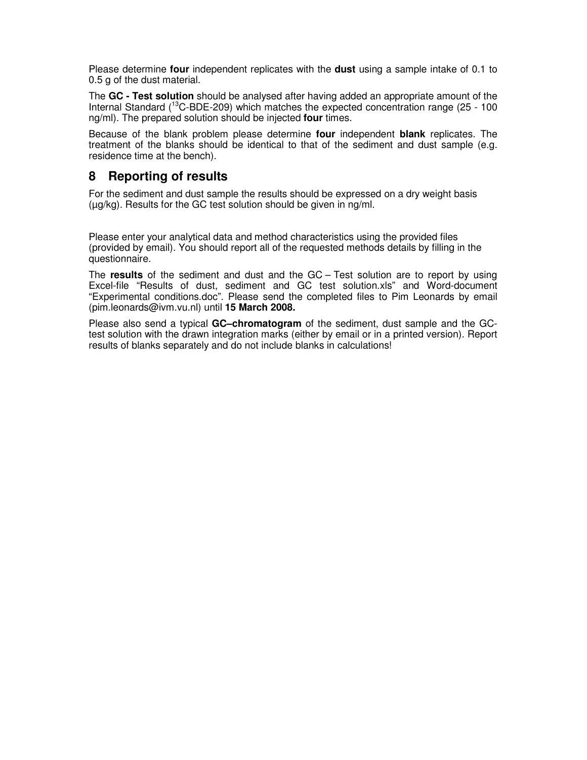Please determine **four** independent replicates with the **dust** using a sample intake of 0.1 to 0.5 g of the dust material.

The **GC - Test solution** should be analysed after having added an appropriate amount of the Internal Standard ($^{13}C$-BDE-209) which matches the expected concentration range (25 - 100 ng/ml). The prepared solution should be injected **four** times.

Because of the blank problem please determine **four** independent **blank** replicates. The treatment of the blanks should be identical to that of the sediment and dust sample (e.g. residence time at the bench).

## 8 Reporting of results

For the sediment and dust sample the results should be expressed on a dry weight basis (µg/kg). Results for the GC test solution should be given in ng/ml.

Please enter your analytical data and method characteristics using the provided files (provided by email). You should report all of the requested methods details by filling in the questionnaire.

The **results** of the sediment and dust and the GC – Test solution are to report by using Excel-file "Results of dust, sediment and GC test solution.xls" and Word-document "Experimental conditions.doc". Please send the completed files to Pim Leonards by email (pim.leonards@ivm.vu.nl) until **15 March 2008.**

Please also send a typical **GC–chromatogram** of the sediment, dust sample and the GC-test solution with the drawn integration marks (either by email or in a printed version). Report results of blanks separately and do not include blanks in calculations!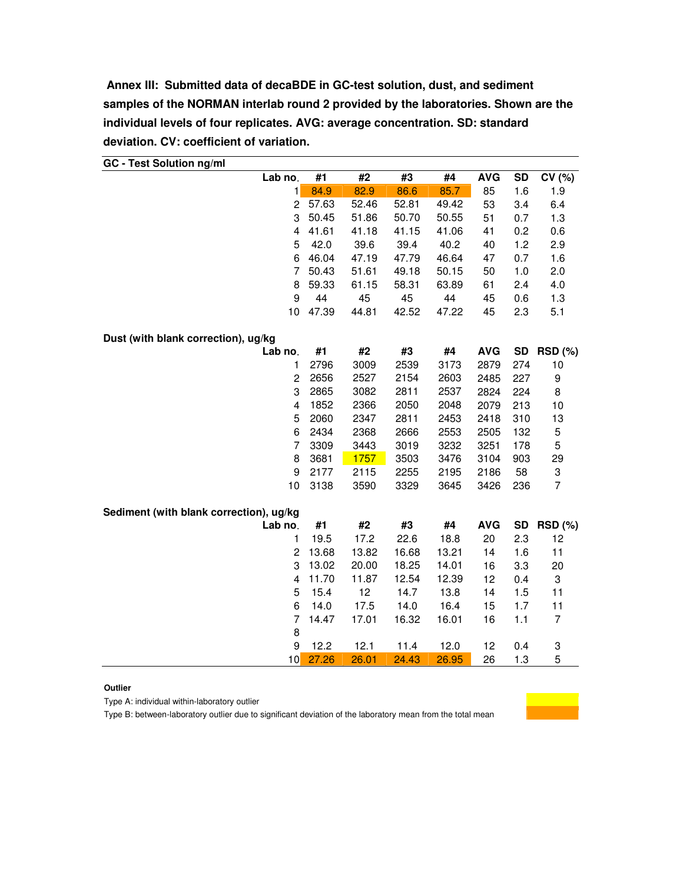**Annex III: Submitted data of decaBDE in GC-test solution, dust, and sediment samples of the NORMAN interlab round 2 provided by the laboratories. Shown are the individual levels of four replicates. AVG: average concentration. SD: standard deviation. CV: coefficient of variation.**

**GC - Test Solution ng/ml**

| Lab no. | #1 | #2 | #3 | #4 | AVG | SD | CV (%) |
|---|---|---|---|---|---|---|---|
| 1 | 84.9 | 82.9 | 86.6 | 85.7 | 85 | 1.6 | 1.9 |
| 2 | 57.63 | 52.46 | 52.81 | 49.42 | 53 | 3.4 | 6.4 |
| 3 | 50.45 | 51.86 | 50.70 | 50.55 | 51 | 0.7 | 1.3 |
| 4 | 41.61 | 41.18 | 41.15 | 41.06 | 41 | 0.2 | 0.6 |
| 5 | 42.0 | 39.6 | 39.4 | 40.2 | 40 | 1.2 | 2.9 |
| 6 | 46.04 | 47.19 | 47.79 | 46.64 | 47 | 0.7 | 1.6 |
| 7 | 50.43 | 51.61 | 49.18 | 50.15 | 50 | 1.0 | 2.0 |
| 8 | 59.33 | 61.15 | 58.31 | 63.89 | 61 | 2.4 | 4.0 |
| 9 | 44 | 45 | 45 | 44 | 45 | 0.6 | 1.3 |
| 10 | 47.39 | 44.81 | 42.52 | 47.22 | 45 | 2.3 | 5.1 |

**Dust (with blank correction), ug/kg**

| Lab no. | #1 | #2 | #3 | #4 | AVG | SD | RSD (%) |
|---|---|---|---|---|---|---|---|
| 1 | 2796 | 3009 | 2539 | 3173 | 2879 | 274 | 10 |
| 2 | 2656 | 2527 | 2154 | 2603 | 2485 | 227 | 9 |
| 3 | 2865 | 3082 | 2811 | 2537 | 2824 | 224 | 8 |
| 4 | 1852 | 2366 | 2050 | 2048 | 2079 | 213 | 10 |
| 5 | 2060 | 2347 | 2811 | 2453 | 2418 | 310 | 13 |
| 6 | 2434 | 2368 | 2666 | 2553 | 2505 | 132 | 5 |
| 7 | 3309 | 3443 | 3019 | 3232 | 3251 | 178 | 5 |
| 8 | 3681 | 1757 | 3503 | 3476 | 3104 | 903 | 29 |
| 9 | 2177 | 2115 | 2255 | 2195 | 2186 | 58 | 3 |
| 10 | 3138 | 3590 | 3329 | 3645 | 3426 | 236 | 7 |

**Sediment (with blank correction), ug/kg**

| Lab no. | #1 | #2 | #3 | #4 | AVG | SD | RSD (%) |
|---|---|---|---|---|---|---|---|
| 1 | 19.5 | 17.2 | 22.6 | 18.8 | 20 | 2.3 | 12 |
| 2 | 13.68 | 13.82 | 16.68 | 13.21 | 14 | 1.6 | 11 |
| 3 | 13.02 | 20.00 | 18.25 | 14.01 | 16 | 3.3 | 20 |
| 4 | 11.70 | 11.87 | 12.54 | 12.39 | 12 | 0.4 | 3 |
| 5 | 15.4 | 12 | 14.7 | 13.8 | 14 | 1.5 | 11 |
| 6 | 14.0 | 17.5 | 14.0 | 16.4 | 15 | 1.7 | 11 |
| 7 | 14.47 | 17.01 | 16.32 | 16.01 | 16 | 1.1 | 7 |
| 8 | | | | | | | |
| 9 | 12.2 | 12.1 | 11.4 | 12.0 | 12 | 0.4 | 3 |
| 10 | 27.26 | 26.01 | 24.43 | 26.95 | 26 | 1.3 | 5 |

**Outlier**

Type A: individual within-laboratory outlier (highlighted yellow: Dust, Lab 8, #2)

Type B: between-laboratory outlier due to significant deviation of the laboratory mean from the total mean (highlighted orange: GC-Test Solution, Lab 1; Sediment, Lab 10)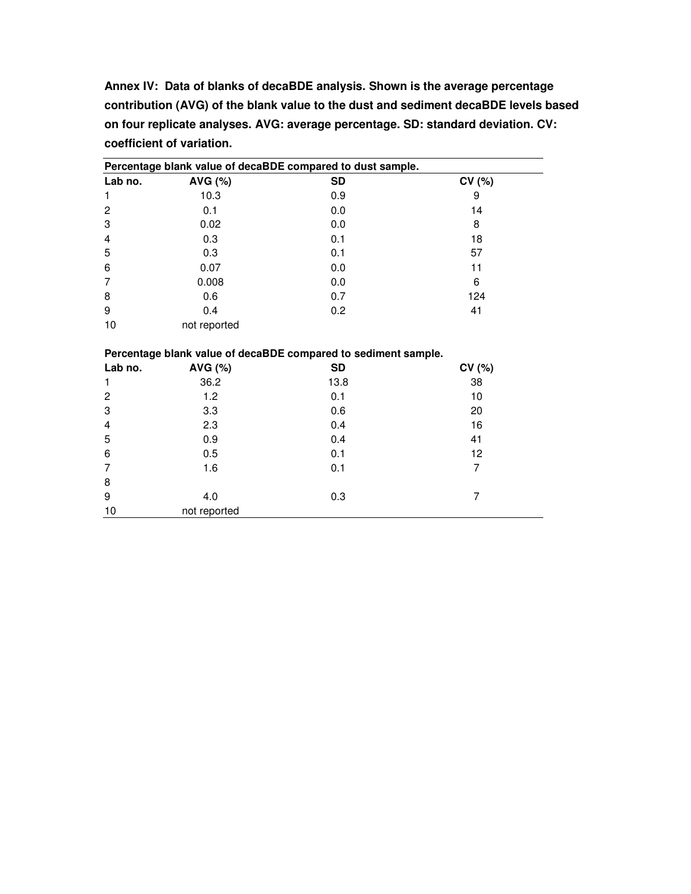**Annex IV: Data of blanks of decaBDE analysis. Shown is the average percentage contribution (AVG) of the blank value to the dust and sediment decaBDE levels based on four replicate analyses. AVG: average percentage. SD: standard deviation. CV: coefficient of variation.**

**Percentage blank value of decaBDE compared to dust sample.**

| Lab no. | AVG (%) | SD | CV (%) |
|---|---|---|---|
| 1 | 10.3 | 0.9 | 9 |
| 2 | 0.1 | 0.0 | 14 |
| 3 | 0.02 | 0.0 | 8 |
| 4 | 0.3 | 0.1 | 18 |
| 5 | 0.3 | 0.1 | 57 |
| 6 | 0.07 | 0.0 | 11 |
| 7 | 0.008 | 0.0 | 6 |
| 8 | 0.6 | 0.7 | 124 |
| 9 | 0.4 | 0.2 | 41 |
| 10 | not reported | | |

**Percentage blank value of decaBDE compared to sediment sample.**

| Lab no. | AVG (%) | SD | CV (%) |
|---|---|---|---|
| 1 | 36.2 | 13.8 | 38 |
| 2 | 1.2 | 0.1 | 10 |
| 3 | 3.3 | 0.6 | 20 |
| 4 | 2.3 | 0.4 | 16 |
| 5 | 0.9 | 0.4 | 41 |
| 6 | 0.5 | 0.1 | 12 |
| 7 | 1.6 | 0.1 | 7 |
| 8 | | | |
| 9 | 4.0 | 0.3 | 7 |
| 10 | not reported | | |